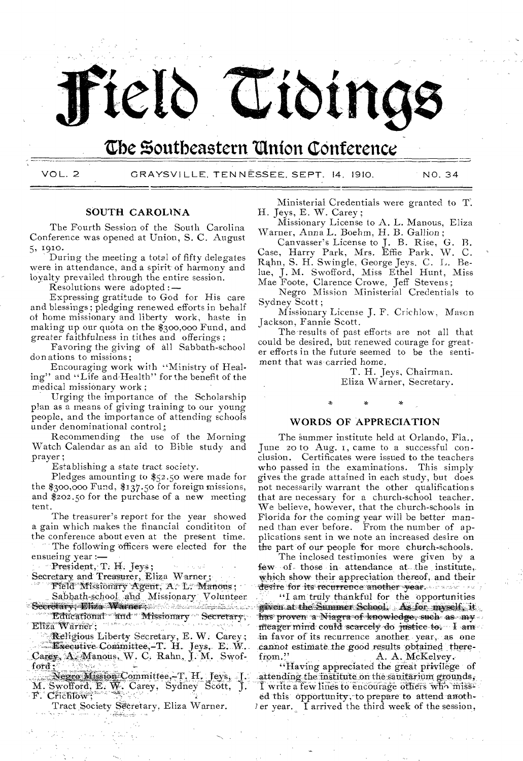# Field Tidings

## The Southeastern Union Conference

VOL. 2 GRAYSVILLE, TENNESSEE, SEPT. 14, 1910. NO. 34

### SOUTH CAROLINA

The Fourth Session of the South Carolina Conference was opened at Union, S. C. August 5, 1910.

During the meeting a total of fifty delegates were in attendance, and a spirit of harmony and loyalty prevailed through the entire session.

Resolutions were adopted:—

Expressing gratitude to God for His care and blessings; pledging renewed efforts in behalf of home missionary and liberty work, haste in making up our quota on the $300,000 Fund, and greater faithfulness in tithes and offerings;

Favoring the giving of all Sabbath-school donations to missions;

Encouraging work with "Ministry of Healing" and "Life and Health" for the benefit of the medical missionary work;

Urging the importance of the Scholarship plan as a means of giving training to our young people, and the importance of attending schools under denominational control;

Recommending the use of the Morning Watch Calendar as an aid to Bible study and prayer;

Establishing a state tract society.

Pledges amounting to $52.50 were made for the $300,000 Fund, $137.50 for foreign missions, and $202.50 for the purchase of a new meeting tent.

The treasurer's report for the year showed a gain which makes the financial condititon of the conference about even at the present time.

The following officers were elected for the ensueing year:—

President, T. H. Jeys;

Secretary and Treasurer, Eliza Warner;

Field Missionary Agent, A. L. Manous;

Sabbath-school and Missionary Volunteer Secretary, Eliza Warner;

Educational and Missionary Secretary, Eliza Warner;

Religious Liberty Secretary, E. W. Carey;

Executive Committee,—T. H. Jeys, E. W. Carey, A. Manous, W. C. Rahn, J. M. Swofford;

Negro Mission Committee,—T. H. Jeys, J. M. Swofford, E. W. Carey, Sydney Scott, J. F. Crichlow;

Tract Society Secretary, Eliza Warner.

Ministerial Credentials were granted to T. H. Jeys, E. W. Carey;

Missionary License to A. L. Manous, Eliza Warner, Anna L. Boehm, H. B. Gallion;

Canvasser's License to J. B. Rise, G. B. Case, Harry Park, Mrs. Effie Park, W. C. Rahn, S. H. Swingle, George Jeys, C. L. Belue, J. M. Swofford, Miss Ethel Hunt, Miss Mae Foote, Clarence Crowe, Jeff Stevens;

Negro Mission Ministerial Credentials to Sydney Scott;

Missionary License J. F. Crichlow, Mason Jackson, Fannie Scott.

The results of past efforts are not all that could be desired, but renewed courage for greater efforts in the future seemed to be the sentiment that was carried home.

T. H. Jeys, Chairman.
Eliza Warner, Secretary.

\* \* \*

### WORDS OF APPRECIATION

The summer institute held at Orlando, Fla., June 20 to Aug. 1, came to a successful conclusion. Certificates were issued to the teachers who passed in the examinations. This simply gives the grade attained in each study, but does not necessarily warrant the other qualifications that are necessary for a church-school teacher. We believe, however, that the church-schools in Florida for the coming year will be better manned than ever before. From the number of applications sent in we note an increased desire on the part of our people for more church-schools.

The inclosed testimonies were given by a few of those in attendance at the institute, which show their appreciation thereof, and their desire for its recurrence another year.

"I am truly thankful for the opportunities given at the Summer School. As for myself, it has proven a Niagra of knowledge, such as my meager mind could scarcely do justice to. I am in favor of its recurrence another year, as one cannot estimate the good results obtained therefrom."

A. A. McKelvey.

"Having appreciated the great privilege of attending the institute on the sanitarium grounds, I write a few lines to encourage others who missed this opportunity, to prepare to attend another year. I arrived the third week of the session,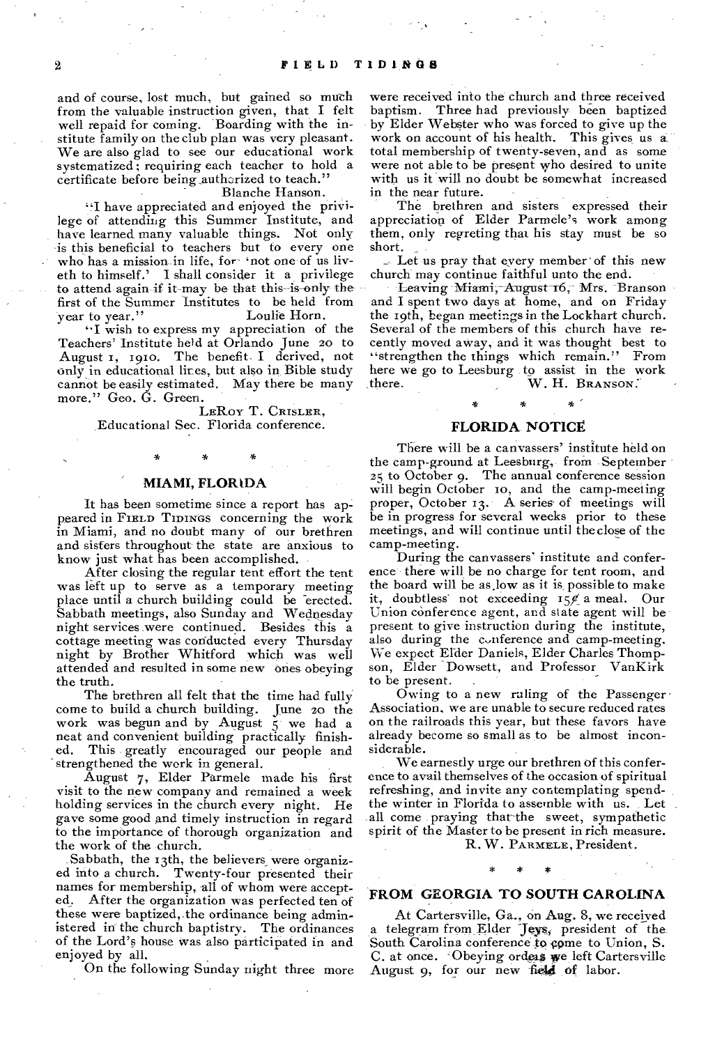and of course, lost much, but gained so much from the valuable instruction given, that I felt well repaid for coming. Boarding with the institute family on the club plan was very pleasant. We are also glad to see our educational work systematized; requiring each teacher to hold a certificate before being authorized to teach."

Blanche Hanson.

"I have appreciated and enjoyed the privilege of attending this Summer Institute, and have learned many valuable things. Not only is this beneficial to teachers but to every one who has a mission in life, for 'not one of us liveth to himself.' I shall consider it a privilege to attend again if it may be that this is only the first of the Summer Institutes to be held from year to year."

Loulie Horn.

"I wish to express my appreciation of the Teachers' Institute held at Orlando June 20 to August 1, 1910. The benefit I derived, not only in educational lines, but also in Bible study cannot be easily estimated. May there be many more." Geo. G. Green.

LeRoy T. Crisler,
Educational Sec. Florida conference.

\* \* \*

## MIAMI, FLORIDA

It has been sometime since a report has appeared in Field Tidings concerning the work in Miami, and no doubt many of our brethren and sisters throughout the state are anxious to know just what has been accomplished.

After closing the regular tent effort the tent was left up to serve as a temporary meeting place until a church building could be erected. Sabbath meetings, also Sunday and Wednesday night services were continued. Besides this a cottage meeting was conducted every Thursday night by Brother Whitford which was well attended and resulted in some new ones obeying the truth.

The brethren all felt that the time had fully come to build a church building. June 20 the work was begun and by August 5 we had a neat and convenient building practically finished. This greatly encouraged our people and strengthened the work in general.

August 7, Elder Parmele made his first visit to the new company and remained a week holding services in the church every night. He gave some good and timely instruction in regard to the importance of thorough organization and the work of the church.

Sabbath, the 13th, the believers were organized into a church. Twenty-four presented their names for membership, all of whom were accepted. After the organization was perfected ten of these were baptized, the ordinance being administered in the church baptistry. The ordinances of the Lord's house was also participated in and enjoyed by all.

On the following Sunday night three more were received into the church and three received baptism. Three had previously been baptized by Elder Webster who was forced to give up the work on account of his health. This gives us a total membership of twenty-seven, and as some were not able to be present who desired to unite with us it will no doubt be somewhat increased in the near future.

The brethren and sisters expressed their appreciation of Elder Parmele's work among them, only regreting that his stay must be so short.

Let us pray that every member of this new church may continue faithful unto the end.

Leaving Miami, August 16, Mrs. Branson and I spent two days at home, and on Friday the 19th, began meetings in the Lockhart church. Several of the members of this church have recently moved away, and it was thought best to "strengthen the things which remain." From here we go to Leesburg to assist in the work there.

W. H. Branson.

\* \* \*

## FLORIDA NOTICE

There will be a canvassers' institute held on the camp-ground at Leesburg, from September 25 to October 9. The annual conference session will begin October 10, and the camp-meeting proper, October 13. A series of meetings will be in progress for several weeks prior to these meetings, and will continue until the close of the camp-meeting.

During the canvassers' institute and conference there will be no charge for tent room, and the board will be as low as it is possible to make it, doubtless not exceeding 15¢ a meal. Our Union conference agent, and state agent will be present to give instruction during the institute, also during the conference and camp-meeting. We expect Elder Daniels, Elder Charles Thompson, Elder Dowsett, and Professor VanKirk to be present.

Owing to a new ruling of the Passenger Association, we are unable to secure reduced rates on the railroads this year, but these favors have already become so small as to be almost inconsiderable.

We earnestly urge our brethren of this conference to avail themselves of the occasion of spiritual refreshing, and invite any contemplating spending the winter in Florida to assemble with us. Let all come praying that the sweet, sympathetic spirit of the Master to be present in rich measure.

R. W. Parmele, President.

\* \* \*

## FROM GEORGIA TO SOUTH CAROLINA

At Cartersville, Ga., on Aug. 8, we received a telegram from Elder Jeys, president of the South Carolina conference to come to Union, S. C. at once. Obeying orders we left Cartersville August 9, for our new field of labor.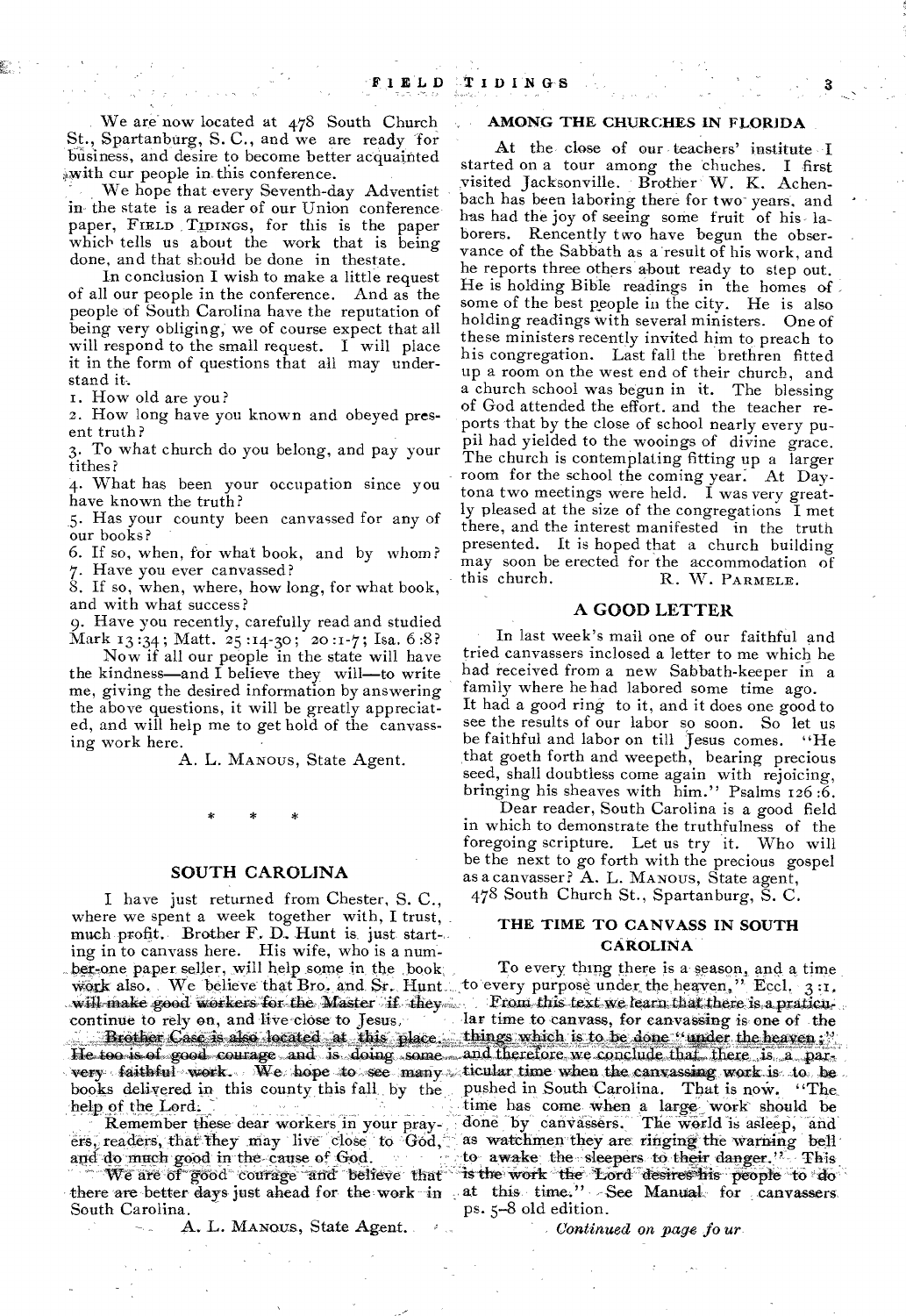We are now located at 478 South Church St., Spartanburg, S. C., and we are ready for business, and desire to become better acquainted with cur people in this conference.

We hope that every Seventh-day Adventist in the state is a reader of our Union conference paper, FIELD TIDINGS, for this is the paper which tells us about the work that is being done, and that should be done in thestate.

In conclusion I wish to make a little request of all our people in the conference. And as the people of South Carolina have the reputation of being very obliging, we of course expect that all will respond to the small request. I will place it in the form of questions that all may understand it.

1. How old are you?
2. How long have you known and obeyed present truth?
3. To what church do you belong, and pay your tithes?
4. What has been your occupation since you have known the truth?
5. Has your county been canvassed for any of our books?
6. If so, when, for what book, and by whom?
7. Have you ever canvassed?
8. If so, when, where, how long, for what book, and with what success?
9. Have you recently, carefully read and studied Mark 13:34; Matt. 25:14-30; 20:1-7; Isa. 6:8?

Now if all our people in the state will have the kindness—and I believe they will—to write me, giving the desired information by answering the above questions, it will be greatly appreciated, and will help me to get hold of the canvassing work here.

A. L. MANOUS, State Agent.

\* \* \*

## SOUTH CAROLINA

I have just returned from Chester, S. C., where we spent a week together with, I trust, much profit. Brother F. D. Hunt is just starting in to canvass here. His wife, who is a number-one paper seller, will help some in the book work also. We believe that Bro. and Sr. Hunt will make good workers for the Master if they continue to rely on, and live close to Jesus.

Brother Case is also located at this place. He too is of good courage and is doing some very faithful work. We hope to see many books delivered in this county this fall by the help of the Lord.

Remember these dear workers in your prayers, readers, that they may live close to God, and do much good in the cause of God.

We are of good courage and believe that there are better days just ahead for the work in South Carolina.

A. L. MANOUS, State Agent.

## AMONG THE CHURCHES IN FLORIDA

At the close of our teachers' institute I started on a tour among the chuches. I first visited Jacksonville. Brother W. K. Achenbach has been laboring there for two years, and has had the joy of seeing some fruit of his laborers. Rencently two have begun the observance of the Sabbath as a result of his work, and he reports three others about ready to step out. He is holding Bible readings in the homes of some of the best people in the city. He is also holding readings with several ministers. One of these ministers recently invited him to preach to his congregation. Last fall the brethren fitted up a room on the west end of their church, and a church school was begun in it. The blessing of God attended the effort, and the teacher reports that by the close of school nearly every pupil had yielded to the wooings of divine grace. The church is contemplating fitting up a larger room for the school the coming year. At Daytona two meetings were held. I was very greatly pleased at the size of the congregations I met there, and the interest manifested in the truth presented. It is hoped that a church building may soon be erected for the accommodation of this church.

R. W. PARMELE.

## A GOOD LETTER

In last week's mail one of our faithful and tried canvassers inclosed a letter to me which he had received from a new Sabbath-keeper in a family where he had labored some time ago. It had a good ring to it, and it does one good to see the results of our labor so soon. So let us be faithful and labor on till Jesus comes. "He that goeth forth and weepeth, bearing precious seed, shall doubtless come again with rejoicing, bringing his sheaves with him." Psalms 126:6.

Dear reader, South Carolina is a good field in which to demonstrate the truthfulness of the foregoing scripture. Let us try it. Who will be the next to go forth with the precious gospel as a canvasser? A. L. MANOUS, State agent,
478 South Church St., Spartanburg, S. C.

## THE TIME TO CANVASS IN SOUTH CAROLINA

To every thing there is a season, and a time to every purpose under the heaven," Eccl. 3:1. From this text we learn that there is a praticular time to canvass, for canvassing is one of the things which is to be done "under the heaven;" and therefore we conclude that there is a particular time when the canvassing work is to be pushed in South Carolina. That is now. "The time has come when a large work should be done by canvassers. The world is asleep, and as watchmen they are ringing the warning bell to awake the sleepers to their danger." This is the work the Lord desires his people to do at this time." See Manual for canvassers ps. 5-8 old edition.

*Continued on page four*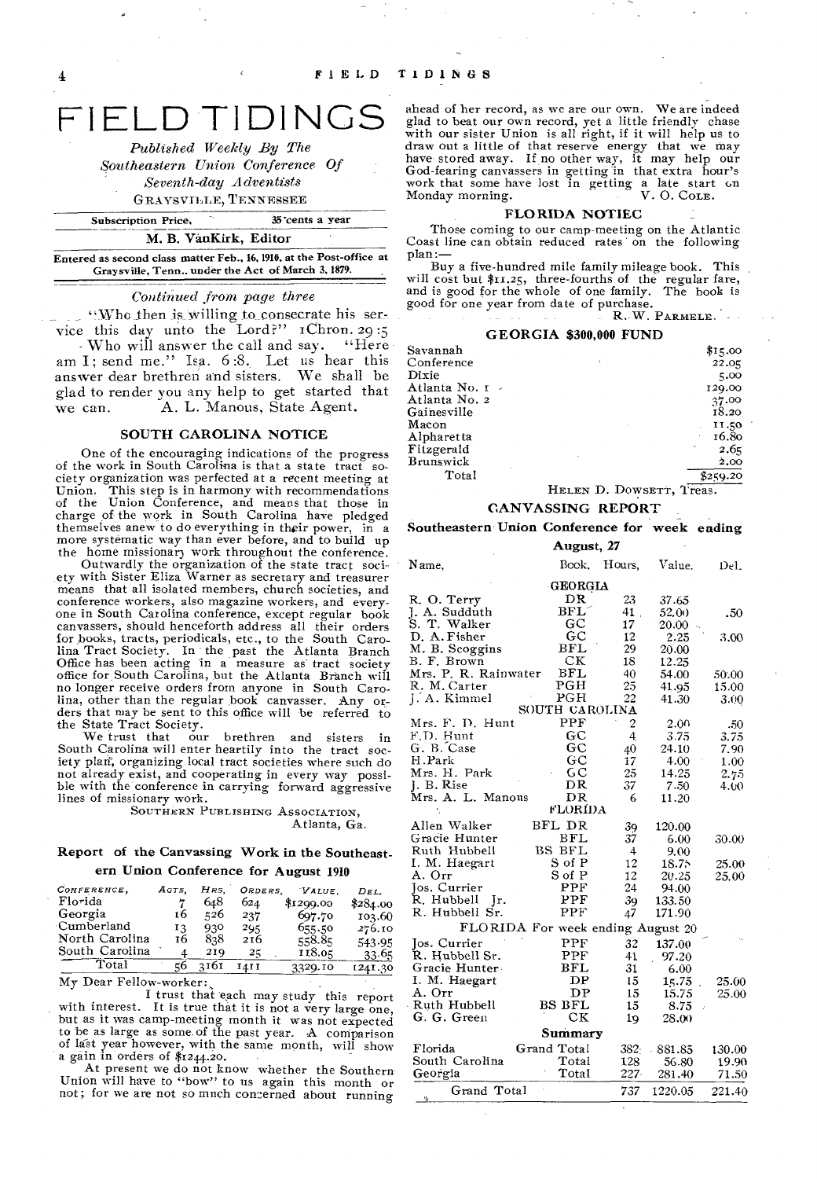# FIELD TIDINGS

*Published Weekly By The Southeastern Union Conference Of Seventh-day Adventists*

GRAYSVILLE, TENNESSEE

Subscription Price, 35 cents a year

**M. B. VanKirk, Editor**

Entered as second class matter Feb., 16, 1910, at the Post-office at Graysville, Tenn., under the Act of March 3, 1879.

*Continued from page three*

"Who then is willing to consecrate his service this day unto the Lord?" 1Chron. 29:5 - Who will answer the call and say. "Here am I; send me." Isa. 6:8. Let us hear this answer dear brethren and sisters. We shall be glad to render you any help to get started that we can. A. L. Manous, State Agent.

## SOUTH CAROLINA NOTICE

One of the encouraging indications of the progress of the work in South Carolina is that a state tract society organization was perfected at a recent meeting at Union. This step is in harmony with recommendations of the Union Conference, and means that those in charge of the work in South Carolina have pledged themselves anew to do everything in their power, in a more systematic way than ever before, and to build up the home missionary work throughout the conference.

Outwardly the organization of the state tract society with Sister Eliza Warner as secretary and treasurer means that all isolated members, church societies, and conference workers, also magazine workers, and everyone in South Carolina conference, except regular book canvassers, should henceforth address all their orders for books, tracts, periodicals, etc., to the South Carolina Tract Society. In the past the Atlanta Branch Office has been acting in a measure as tract society office for South Carolina, but the Atlanta Branch will no longer receive orders from anyone in South Carolina, other than the regular book canvasser. Any orders that may be sent to this office will be referred to the State Tract Society.

We trust that our brethren and sisters in South Carolina will enter heartily into the tract society plan, organizing local tract societies where such do not already exist, and cooperating in every way possible with the conference in carrying forward aggressive lines of missionary work.

SOUTHERN PUBLISHING ASSOCIATION,
Atlanta, Ga.

## Report of the Canvassing Work in the Southeastern Union Conference for August 1910

| CONFERENCE, | AGTS, | HRS, | ORDERS, | VALUE, | DEL. |
|---|---|---|---|---|---|
| Florida | 7 | 648 | 624 | $1299.00 | $284.00 |
| Georgia | 16 | 526 | 237 | 697.70 | 103.60 |
| Cumberland | 13 | 930 | 295 | 655.50 | 276.10 |
| North Carolina | 16 | 838 | 216 | 558.85 | 543.95 |
| South Carolina | 4 | 219 | 25 | 118.05 | 33.65 |
| Total | 56 | 3161 | 1411 | 3329.10 | 1241.30 |

My Dear Fellow-worker:

I trust that each may study this report with interest. It is true that it is not a very large one, but as it was camp-meeting month it was not expected to be as large as some of the past year. A comparison of last year however, with the same month, will show a gain in orders of $1244.20.

At present we do not know whether the Southern Union will have to "bow" to us again this month or not; for we are not so much concerned about running ahead of her record, as we are our own. We are indeed glad to beat our own record, yet a little friendly chase with our sister Union is all right, if it will help us to draw out a little of that reserve energy that we may have stored away. If no other way, it may help our God-fearing canvassers in getting in that extra hour's work that some have lost in getting a late start on Monday morning. V. O. COLE.

## FLORIDA NOTIEC

Those coming to our camp-meeting on the Atlantic Coast line can obtain reduced rates on the following plan:—

Buy a five-hundred mile family mileage book. This will cost but $11.25, three-fourths of the regular fare, and is good for the whole of one family. The book is good for one year from date of purchase.

R. W. PARMELE.

## GEORGIA $300,000 FUND

| | |
|---|---|
| Savannah | $15.00 |
| Conference | 22.05 |
| Dixie | 5.00 |
| Atlanta No. 1 | 129.00 |
| Atlanta No. 2 | 37.00 |
| Gainesville | 18.20 |
| Macon | 11.50 |
| Alpharetta | 16.80 |
| Fitzgerald | 2.65 |
| Brunswick | 2.00 |
| Total | $259.20 |

HELEN D. DOWSETT, Treas.

## CANVASSING REPORT

### Southeastern Union Conference for week ending August, 27

| Name, | Book, | Hours, | Value. | Del. |
|---|---|---|---|---|
| **GEORGIA** | | | | |
| R. O. Terry | DR | 23 | 37.65 | |
| J. A. Sudduth | BFL | 41 | 52.00 | .50 |
| S. T. Walker | GC | 17 | 20.00 | |
| D. A. Fisher | GC | 12 | 2.25 | 3.00 |
| M. B. Scoggins | BFL | 29 | 20.00 | |
| B. F. Brown | CK | 18 | 12.25 | |
| Mrs. P. R. Rainwater | BFL | 40 | 54.00 | 50.00 |
| R. M. Carter | PGH | 25 | 41.95 | 15.00 |
| J. A. Kimmel | PGH | 22 | 41.30 | 3.00 |
| **SOUTH CAROLINA** | | | | |
| Mrs. F. D. Hunt | PPF | 2 | 2.00 | .50 |
| F. D. Hunt | GC | 4 | 3.75 | 3.75 |
| G. B. Case | GC | 40 | 24.10 | 7.90 |
| H. Park | GC | 17 | 4.00 | 1.00 |
| Mrs. H. Park | GC | 25 | 14.25 | 2.75 |
| J. B. Rise | DR | 37 | 7.50 | 4.00 |
| Mrs. A. L. Manous | DR | 6 | 11.20 | |
| **FLORIDA** | | | | |
| Allen Walker | BFL DR | 39 | 120.00 | |
| Gracie Hunter | BFL | 37 | 6.00 | 30.00 |
| Ruth Hubbell | BS BFL | 4 | 9.00 | |
| I. M. Haegart | S of P | 12 | 18.75 | 25.00 |
| A. Orr | S of P | 12 | 20.25 | 25.00 |
| Jos. Currier | PPF | 24 | 94.00 | |
| R. Hubbell Jr. | PPF | 39 | 133.50 | |
| R. Hubbell Sr. | PPF | 47 | 171.90 | |
| **FLORIDA For week ending August 20** | | | | |
| Jos. Currier | PPF | 32 | 137.00 | |
| R. Hubbell Sr. | PPF | 41 | 97.20 | |
| Gracie Hunter | BFL | 31 | 6.00 | |
| I. M. Haegart | DP | 15 | 15.75 | 25.00 |
| A. Orr | DP | 15 | 15.75 | 25.00 |
| Ruth Hubbell | BS BFL | 15 | 8.75 | |
| G. G. Green | CK | 19 | 28.00 | |
| **Summary** | | | | |
| Florida | Grand Total | 382 | 881.85 | 130.00 |
| South Carolina | Total | 128 | 56.80 | 19.90 |
| Georgia | Total | 227 | 281.40 | 71.50 |
| Grand Total | | 737 | 1220.05 | 221.40 |